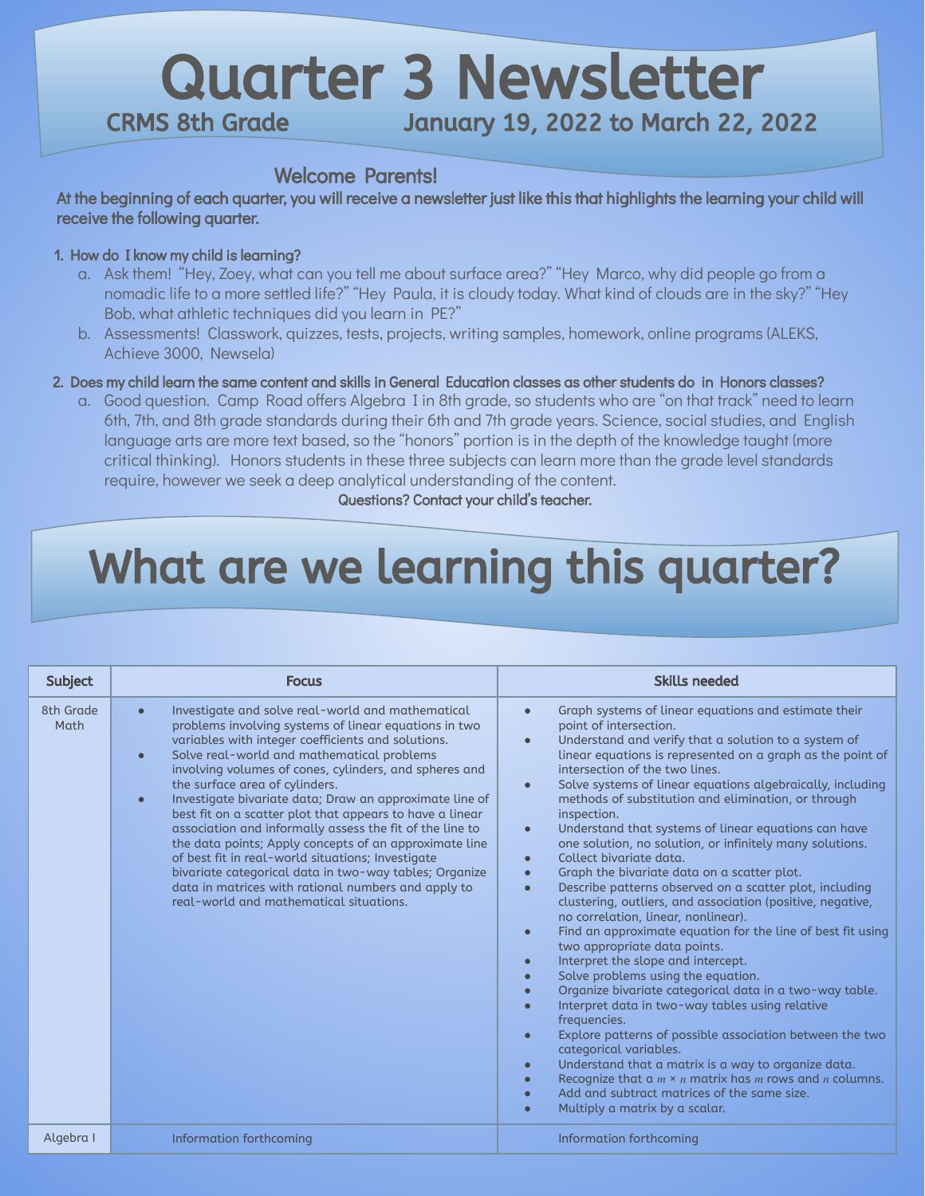# Quarter 3 Newsletter

**CRMS 8th Grade** **January 19, 2022 to March 22, 2022**

## Welcome Parents!

**At the beginning of each quarter, you will receive a newsletter just like this that highlights the learning your child will receive the following quarter.**

1. **How do I know my child is learning?**
   a. Ask them! "Hey, Zoey, what can you tell me about surface area?" "Hey Marco, why did people go from a nomadic life to a more settled life?" "Hey Paula, it is cloudy today. What kind of clouds are in the sky?" "Hey Bob, what athletic techniques did you learn in PE?"
   b. Assessments! Classwork, quizzes, tests, projects, writing samples, homework, online programs (ALEKS, Achieve 3000, Newsela)

2. **Does my child learn the same content and skills in General Education classes as other students do in Honors classes?**
   a. Good question. Camp Road offers Algebra I in 8th grade, so students who are "on that track" need to learn 6th, 7th, and 8th grade standards during their 6th and 7th grade years. Science, social studies, and English language arts are more text based, so the "honors" portion is in the depth of the knowledge taught (more critical thinking). Honors students in these three subjects can learn more than the grade level standards require, however we seek a deep analytical understanding of the content.

**Questions? Contact your child's teacher.**

# What are we learning this quarter?

| Subject | Focus | Skills needed |
| --- | --- | --- |
| 8th Grade Math | • Investigate and solve real-world and mathematical problems involving systems of linear equations in two variables with integer coefficients and solutions.<br>• Solve real-world and mathematical problems involving volumes of cones, cylinders, and spheres and the surface area of cylinders.<br>• Investigate bivariate data; Draw an approximate line of best fit on a scatter plot that appears to have a linear association and informally assess the fit of the line to the data points; Apply concepts of an approximate line of best fit in real-world situations; Investigate bivariate categorical data in two-way tables; Organize data in matrices with rational numbers and apply to real-world and mathematical situations. | • Graph systems of linear equations and estimate their point of intersection.<br>• Understand and verify that a solution to a system of linear equations is represented on a graph as the point of intersection of the two lines.<br>• Solve systems of linear equations algebraically, including methods of substitution and elimination, or through inspection.<br>• Understand that systems of linear equations can have one solution, no solution, or infinitely many solutions.<br>• Collect bivariate data.<br>• Graph the bivariate data on a scatter plot.<br>• Describe patterns observed on a scatter plot, including clustering, outliers, and association (positive, negative, no correlation, linear, nonlinear).<br>• Find an approximate equation for the line of best fit using two appropriate data points.<br>• Interpret the slope and intercept.<br>• Solve problems using the equation.<br>• Organize bivariate categorical data in a two-way table.<br>• Interpret data in two-way tables using relative frequencies.<br>• Explore patterns of possible association between the two categorical variables.<br>• Understand that a matrix is a way to organize data.<br>• Recognize that a $m \times n$ matrix has $m$ rows and $n$ columns.<br>• Add and subtract matrices of the same size.<br>• Multiply a matrix by a scalar. |
| Algebra I | Information forthcoming | Information forthcoming |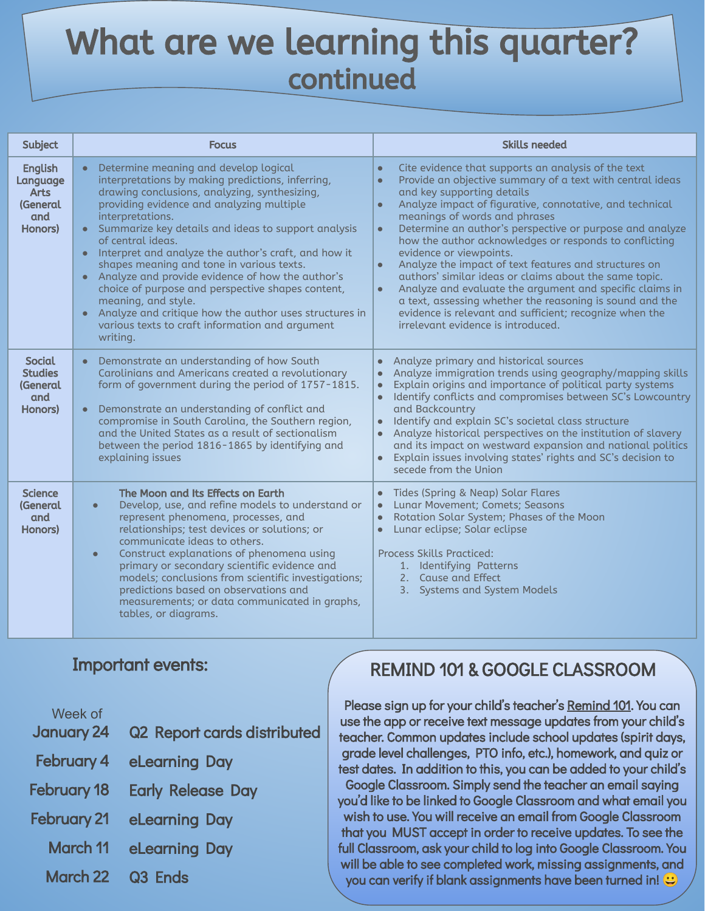# What are we learning this quarter?
## continued

| Subject | Focus | Skills needed |
|---|---|---|
| English Language Arts (General and Honors) | • Determine meaning and develop logical interpretations by making predictions, inferring, drawing conclusions, analyzing, synthesizing, providing evidence and analyzing multiple interpretations.<br>• Summarize key details and ideas to support analysis of central ideas.<br>• Interpret and analyze the author's craft, and how it shapes meaning and tone in various texts.<br>• Analyze and provide evidence of how the author's choice of purpose and perspective shapes content, meaning, and style.<br>• Analyze and critique how the author uses structures in various texts to craft information and argument writing. | • Cite evidence that supports an analysis of the text<br>• Provide an objective summary of a text with central ideas and key supporting details<br>• Analyze impact of figurative, connotative, and technical meanings of words and phrases<br>• Determine an author's perspective or purpose and analyze how the author acknowledges or responds to conflicting evidence or viewpoints.<br>• Analyze the impact of text features and structures on authors' similar ideas or claims about the same topic.<br>• Analyze and evaluate the argument and specific claims in a text, assessing whether the reasoning is sound and the evidence is relevant and sufficient; recognize when the irrelevant evidence is introduced. |
| Social Studies (General and Honors) | • Demonstrate an understanding of how South Carolinians and Americans created a revolutionary form of government during the period of 1757-1815.<br>• Demonstrate an understanding of conflict and compromise in South Carolina, the Southern region, and the United States as a result of sectionalism between the period 1816-1865 by identifying and explaining issues | • Analyze primary and historical sources<br>• Analyze immigration trends using geography/mapping skills<br>• Explain origins and importance of political party systems<br>• Identify conflicts and compromises between SC's Lowcountry and Backcountry<br>• Identify and explain SC's societal class structure<br>• Analyze historical perspectives on the institution of slavery and its impact on westward expansion and national politics<br>• Explain issues involving states' rights and SC's decision to secede from the Union |
| Science (General and Honors) | **The Moon and Its Effects on Earth**<br>• Develop, use, and refine models to understand or represent phenomena, processes, and relationships; test devices or solutions; or communicate ideas to others.<br>• Construct explanations of phenomena using primary or secondary scientific evidence and models; conclusions from scientific investigations; predictions based on observations and measurements; or data communicated in graphs, tables, or diagrams. | • Tides (Spring & Neap) Solar Flares<br>• Lunar Movement; Comets; Seasons<br>• Rotation Solar System; Phases of the Moon<br>• Lunar eclipse; Solar eclipse<br><br>Process Skills Practiced:<br>1. Identifying Patterns<br>2. Cause and Effect<br>3. Systems and System Models |

## Important events:

| Week of | |
|---|---|
| January 24 | Q2 Report cards distributed |
| February 4 | eLearning Day |
| February 18 | Early Release Day |
| February 21 | eLearning Day |
| March 11 | eLearning Day |
| March 22 | Q3 Ends |

## REMIND 101 & GOOGLE CLASSROOM

Please sign up for your child's teacher's Remind 101. You can use the app or receive text message updates from your child's teacher. Common updates include school updates (spirit days, grade level challenges, PTO info, etc.), homework, and quiz or test dates. In addition to this, you can be added to your child's Google Classroom. Simply send the teacher an email saying you'd like to be linked to Google Classroom and what email you wish to use. You will receive an email from Google Classroom that you MUST accept in order to receive updates. To see the full Classroom, ask your child to log into Google Classroom. You will be able to see completed work, missing assignments, and you can verify if blank assignments have been turned in! 😀